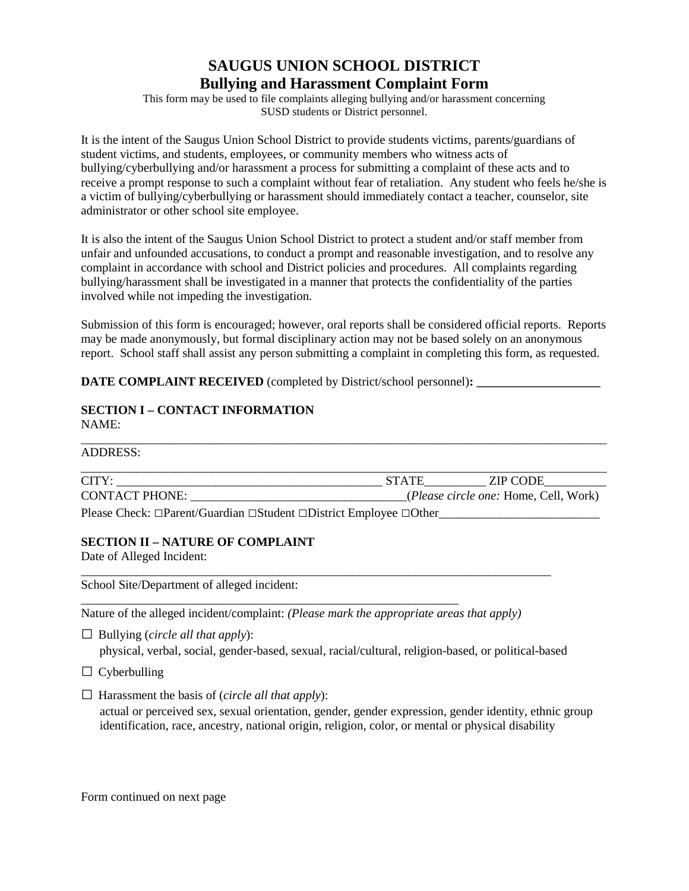# SAUGUS UNION SCHOOL DISTRICT
## Bullying and Harassment Complaint Form

This form may be used to file complaints alleging bullying and/or harassment concerning SUSD students or District personnel.

It is the intent of the Saugus Union School District to provide students victims, parents/guardians of student victims, and students, employees, or community members who witness acts of bullying/cyberbullying and/or harassment a process for submitting a complaint of these acts and to receive a prompt response to such a complaint without fear of retaliation. Any student who feels he/she is a victim of bullying/cyberbullying or harassment should immediately contact a teacher, counselor, site administrator or other school site employee.

It is also the intent of the Saugus Union School District to protect a student and/or staff member from unfair and unfounded accusations, to conduct a prompt and reasonable investigation, and to resolve any complaint in accordance with school and District policies and procedures. All complaints regarding bullying/harassment shall be investigated in a manner that protects the confidentiality of the parties involved while not impeding the investigation.

Submission of this form is encouraged; however, oral reports shall be considered official reports. Reports may be made anonymously, but formal disciplinary action may not be based solely on an anonymous report. School staff shall assist any person submitting a complaint in completing this form, as requested.

**DATE COMPLAINT RECEIVED** (completed by District/school personnel)**: ____________________**

**SECTION I – CONTACT INFORMATION**

NAME: ______________________________________________________________________________

ADDRESS: ___________________________________________________________________________

CITY: ____________________________________________ STATE_________ ZIP CODE__________

CONTACT PHONE: __________________________________(*Please circle one:* Home, Cell, Work)

Please Check: ☐Parent/Guardian ☐Student ☐District Employee ☐Other__________________________

**SECTION II – NATURE OF COMPLAINT**

Date of Alleged Incident: ______________________________________________________________

School Site/Department of alleged incident: ______________________________________________

Nature of the alleged incident/complaint: *(Please mark the appropriate areas that apply)*

☐ Bullying (*circle all that apply*):
physical, verbal, social, gender-based, sexual, racial/cultural, religion-based, or political-based

☐ Cyberbulling

☐ Harassment the basis of (*circle all that apply*):
actual or perceived sex, sexual orientation, gender, gender expression, gender identity, ethnic group identification, race, ancestry, national origin, religion, color, or mental or physical disability

Form continued on next page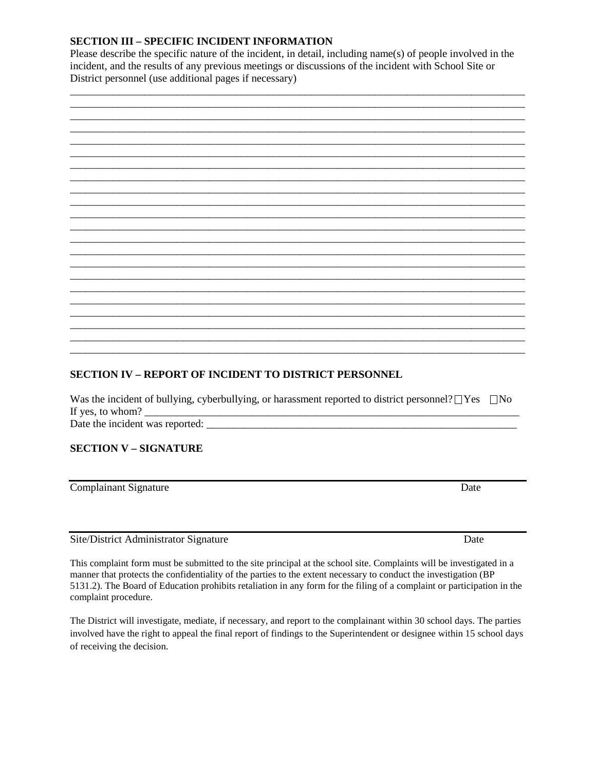**SECTION III – SPECIFIC INCIDENT INFORMATION**

Please describe the specific nature of the incident, in detail, including name(s) of people involved in the incident, and the results of any previous meetings or discussions of the incident with School Site or District personnel (use additional pages if necessary)

_____________________________________________________________________________________
_____________________________________________________________________________________
_____________________________________________________________________________________
_____________________________________________________________________________________
_____________________________________________________________________________________
_____________________________________________________________________________________
_____________________________________________________________________________________
_____________________________________________________________________________________
_____________________________________________________________________________________
_____________________________________________________________________________________
_____________________________________________________________________________________
_____________________________________________________________________________________
_____________________________________________________________________________________
_____________________________________________________________________________________
_____________________________________________________________________________________
_____________________________________________________________________________________
_____________________________________________________________________________________
_____________________________________________________________________________________
_____________________________________________________________________________________
_____________________________________________________________________________________
_____________________________________________________________________________________
_____________________________________________________________________________________

**SECTION IV – REPORT OF INCIDENT TO DISTRICT PERSONNEL**

Was the incident of bullying, cyberbullying, or harassment reported to district personnel? ☐Yes ☐No

If yes, to whom? ___________________________________________________________________________

Date the incident was reported: _____________________________________________________________

**SECTION V – SIGNATURE**

_____________________________________________________________________________________

Complainant Signature Date

_____________________________________________________________________________________

Site/District Administrator Signature Date

This complaint form must be submitted to the site principal at the school site. Complaints will be investigated in a manner that protects the confidentiality of the parties to the extent necessary to conduct the investigation (BP 5131.2). The Board of Education prohibits retaliation in any form for the filing of a complaint or participation in the complaint procedure.

The District will investigate, mediate, if necessary, and report to the complainant within 30 school days. The parties involved have the right to appeal the final report of findings to the Superintendent or designee within 15 school days of receiving the decision.